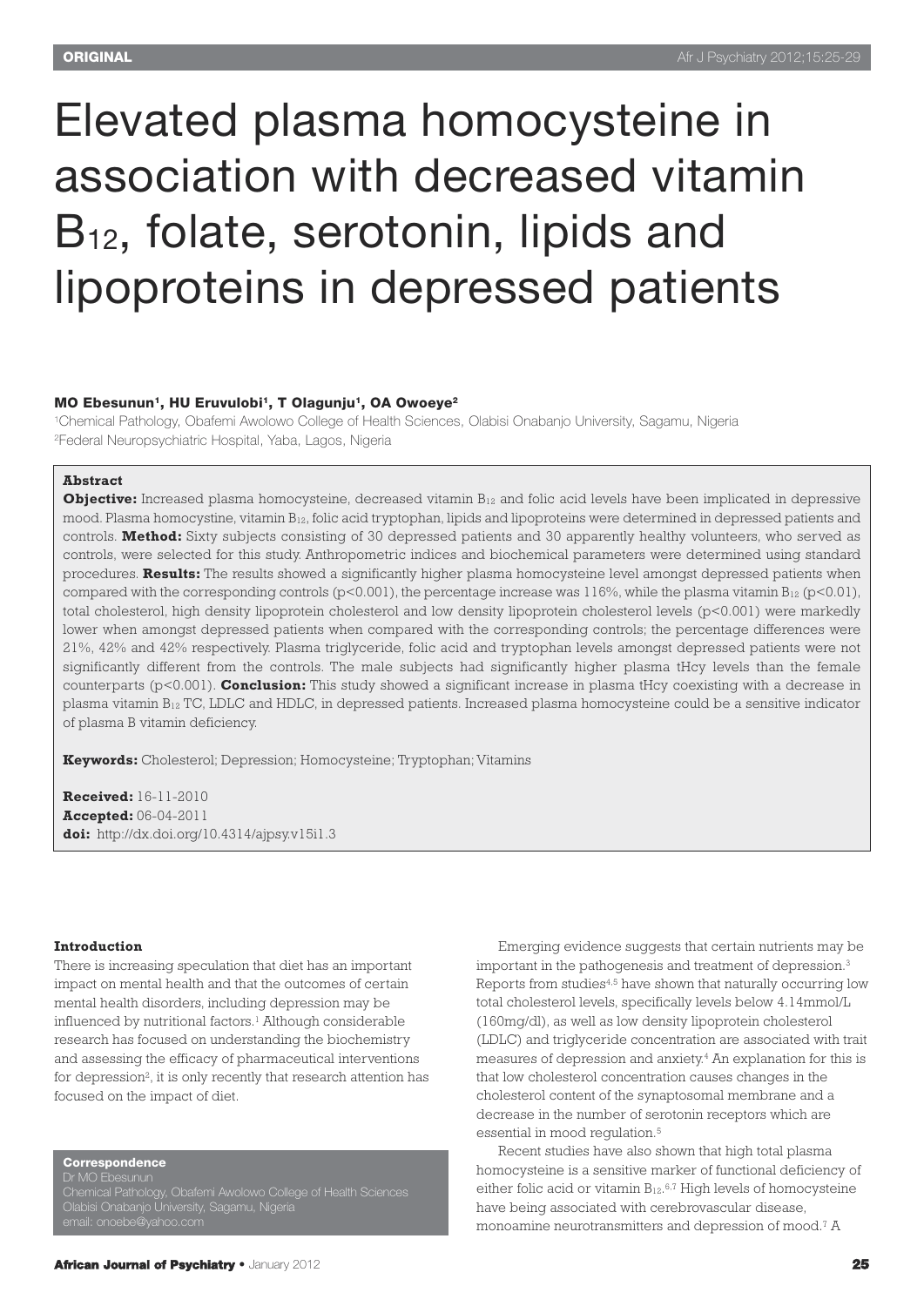**ORIGINAL**

# Elevated plasma homocysteine in association with decreased vitamin $B_{12}$, folate, serotonin, lipids and lipoproteins in depressed patients

**MO Ebesunun[1], HU Eruvulobi[1], T Olagunju[1], OA Owoeye[2]**

[1]Chemical Pathology, Obafemi Awolowo College of Health Sciences, Olabisi Onabanjo University, Sagamu, Nigeria
[2]Federal Neuropsychiatric Hospital, Yaba, Lagos, Nigeria

## Abstract

**Objective:** Increased plasma homocysteine, decreased vitamin $B_{12}$ and folic acid levels have been implicated in depressive mood. Plasma homocystine, vitamin $B_{12}$, folic acid tryptophan, lipids and lipoproteins were determined in depressed patients and controls. **Method:** Sixty subjects consisting of 30 depressed patients and 30 apparently healthy volunteers, who served as controls, were selected for this study. Anthropometric indices and biochemical parameters were determined using standard procedures. **Results:** The results showed a significantly higher plasma homocysteine level amongst depressed patients when compared with the corresponding controls ($p<0.001$), the percentage increase was 116%, while the plasma vitamin $B_{12}$ ($p<0.01$), total cholesterol, high density lipoprotein cholesterol and low density lipoprotein cholesterol levels ($p<0.001$) were markedly lower when amongst depressed patients when compared with the corresponding controls; the percentage differences were 21%, 42% and 42% respectively. Plasma triglyceride, folic acid and tryptophan levels amongst depressed patients were not significantly different from the controls. The male subjects had significantly higher plasma tHcy levels than the female counterparts ($p<0.001$). **Conclusion:** This study showed a significant increase in plasma tHcy coexisting with a decrease in plasma vitamin $B_{12}$ TC, LDLC and HDLC, in depressed patients. Increased plasma homocysteine could be a sensitive indicator of plasma B vitamin deficiency.

**Keywords:** Cholesterol; Depression; Homocysteine; Tryptophan; Vitamins

**Received:** 16-11-2010
**Accepted:** 06-04-2011
**doi:** http://dx.doi.org/10.4314/ajpsy.v15i1.3

## Introduction

There is increasing speculation that diet has an important impact on mental health and that the outcomes of certain mental health disorders, including depression may be influenced by nutritional factors.[1] Although considerable research has focused on understanding the biochemistry and assessing the efficacy of pharmaceutical interventions for depression[2], it is only recently that research attention has focused on the impact of diet.

Emerging evidence suggests that certain nutrients may be important in the pathogenesis and treatment of depression.[3] Reports from studies[4,5] have shown that naturally occurring low total cholesterol levels, specifically levels below 4.14mmol/L (160mg/dl), as well as low density lipoprotein cholesterol (LDLC) and triglyceride concentration are associated with trait measures of depression and anxiety.[4] An explanation for this is that low cholesterol concentration causes changes in the cholesterol content of the synaptosomal membrane and a decrease in the number of serotonin receptors which are essential in mood regulation.[5]

Recent studies have also shown that high total plasma homocysteine is a sensitive marker of functional deficiency of either folic acid or vitamin $B_{12}$.[6,7] High levels of homocysteine have being associated with cerebrovascular disease, monoamine neurotransmitters and depression of mood.[7] A

**Correspondence**
Dr MO Ebesunun
Chemical Pathology, Obafemi Awolowo College of Health Sciences
Olabisi Onabanjo University, Sagamu, Nigeria
email: onoebe@yahoo.com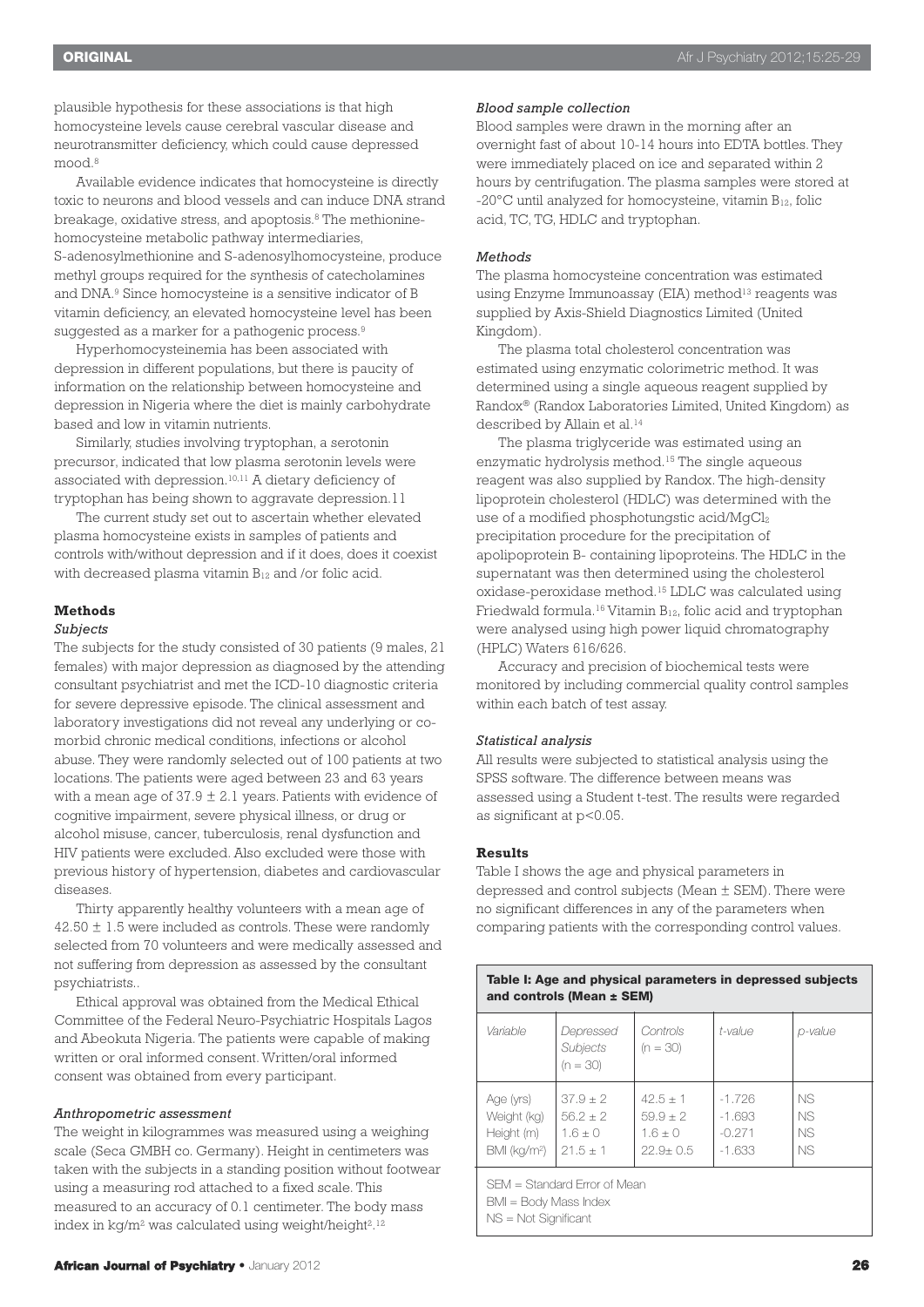plausible hypothesis for these associations is that high homocysteine levels cause cerebral vascular disease and neurotransmitter deficiency, which could cause depressed mood.[8]

Available evidence indicates that homocysteine is directly toxic to neurons and blood vessels and can induce DNA strand breakage, oxidative stress, and apoptosis.[8] The methionine-homocysteine metabolic pathway intermediaries, S-adenosylmethionine and S-adenosylhomocysteine, produce methyl groups required for the synthesis of catecholamines and DNA.[9] Since homocysteine is a sensitive indicator of B vitamin deficiency, an elevated homocysteine level has been suggested as a marker for a pathogenic process.[9]

Hyperhomocysteinemia has been associated with depression in different populations, but there is paucity of information on the relationship between homocysteine and depression in Nigeria where the diet is mainly carbohydrate based and low in vitamin nutrients.

Similarly, studies involving tryptophan, a serotonin precursor, indicated that low plasma serotonin levels were associated with depression.[10,11] A dietary deficiency of tryptophan has being shown to aggravate depression.11

The current study set out to ascertain whether elevated plasma homocysteine exists in samples of patients and controls with/without depression and if it does, does it coexist with decreased plasma vitamin $B_{12}$ and /or folic acid.

## Methods

### *Subjects*

The subjects for the study consisted of 30 patients (9 males, 21 females) with major depression as diagnosed by the attending consultant psychiatrist and met the ICD-10 diagnostic criteria for severe depressive episode. The clinical assessment and laboratory investigations did not reveal any underlying or co-morbid chronic medical conditions, infections or alcohol abuse. They were randomly selected out of 100 patients at two locations. The patients were aged between 23 and 63 years with a mean age of 37.9 ± 2.1 years. Patients with evidence of cognitive impairment, severe physical illness, or drug or alcohol misuse, cancer, tuberculosis, renal dysfunction and HIV patients were excluded. Also excluded were those with previous history of hypertension, diabetes and cardiovascular diseases.

Thirty apparently healthy volunteers with a mean age of 42.50 ± 1.5 were included as controls. These were randomly selected from 70 volunteers and were medically assessed and not suffering from depression as assessed by the consultant psychiatrists..

Ethical approval was obtained from the Medical Ethical Committee of the Federal Neuro-Psychiatric Hospitals Lagos and Abeokuta Nigeria. The patients were capable of making written or oral informed consent. Written/oral informed consent was obtained from every participant.

### *Anthropometric assessment*

The weight in kilogrammes was measured using a weighing scale (Seca GMBH co. Germany). Height in centimeters was taken with the subjects in a standing position without footwear using a measuring rod attached to a fixed scale. This measured to an accuracy of 0.1 centimeter. The body mass index in $kg/m^2$ was calculated using weight/height$^2$.[12]

### *Blood sample collection*

Blood samples were drawn in the morning after an overnight fast of about 10-14 hours into EDTA bottles. They were immediately placed on ice and separated within 2 hours by centrifugation. The plasma samples were stored at -20°C until analyzed for homocysteine, vitamin $B_{12}$, folic acid, TC, TG, HDLC and tryptophan.

### *Methods*

The plasma homocysteine concentration was estimated using Enzyme Immunoassay (EIA) method[13] reagents was supplied by Axis-Shield Diagnostics Limited (United Kingdom).

The plasma total cholesterol concentration was estimated using enzymatic colorimetric method. It was determined using a single aqueous reagent supplied by Randox® (Randox Laboratories Limited, United Kingdom) as described by Allain et al.[14]

The plasma triglyceride was estimated using an enzymatic hydrolysis method.[15] The single aqueous reagent was also supplied by Randox. The high-density lipoprotein cholesterol (HDLC) was determined with the use of a modified phosphotungstic acid/$MgCl_2$ precipitation procedure for the precipitation of apolipoprotein B- containing lipoproteins. The HDLC in the supernatant was then determined using the cholesterol oxidase-peroxidase method.[15] LDLC was calculated using Friedwald formula.[16] Vitamin $B_{12}$, folic acid and tryptophan were analysed using high power liquid chromatography (HPLC) Waters 616/626.

Accuracy and precision of biochemical tests were monitored by including commercial quality control samples within each batch of test assay.

### *Statistical analysis*

All results were subjected to statistical analysis using the SPSS software. The difference between means was assessed using a Student t-test. The results were regarded as significant at $p<0.05$.

## Results

Table I shows the age and physical parameters in depressed and control subjects (Mean ± SEM). There were no significant differences in any of the parameters when comparing patients with the corresponding control values.

**Table I: Age and physical parameters in depressed subjects and controls (Mean ± SEM)**

| *Variable* | *Depressed Subjects (n = 30)* | *Controls (n = 30)* | *t-value* | *p-value* |
|---|---|---|---|---|
| Age (yrs) | 37.9 ± 2 | 42.5 ± 1 | -1.726 | NS |
| Weight (kg) | 56.2 ± 2 | 59.9 ± 2 | -1.693 | NS |
| Height (m) | 1.6 ± 0 | 1.6 ± 0 | -0.271 | NS |
| BMI ($kg/m^2$) | 21.5 ± 1 | 22.9± 0.5 | -1.633 | NS |

SEM = Standard Error of Mean
BMI = Body Mass Index
NS = Not Significant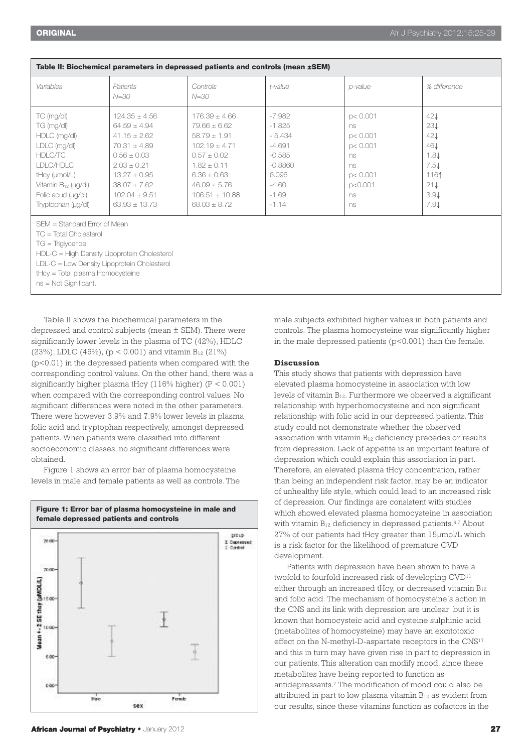**Table II: Biochemical parameters in depressed patients and controls (mean ±SEM)**

| Variables | Patients N=30 | Controls N=30 | t-value | p-value | % difference |
|---|---|---|---|---|---|
| TC (mg/dl) | 124.35 ± 4.56 | 176.39 ± 4.66 | -7.982 | p< 0.001 | 42↓ |
| TG (mg/dl) | 64.59 ± 4.94 | 79.66 ± 6.62 | -1.825 | ns | 23↓ |
| HDLC (mg/dl) | 41.15 ± 2.62 | 58.79 ± 1.91 | - 5.434 | p< 0.001 | 42↓ |
| LDLC (mg/dl) | 70.31 ± 4.89 | 102.19 ± 4.71 | -4.691 | p< 0.001 | 46↓ |
| HDLC/TC | 0.56 ± 0.03 | 0.57 ± 0.02 | -0.585 | ns | 1.8↓ |
| LDLC/HDLC | 2.03 ± 0.21 | 1.82 ± 0.11 | -0.8860 | ns | 7.5↓ |
| tHcy (µmol/L) | 13.27 ± 0.95 | 6.36 ± 0.63 | 6.096 | p< 0.001 | 116↑ |
| Vitamin $B_{12}$ (µg/dl) | 38.07 ± 7.62 | 46.09 ± 5.76 | -4.60 | p<0.001 | 21↓ |
| Folic acud (µg/dl) | 102.04 ± 9.51 | 106.51 ± 10.88 | -1.69 | ns | 3.9↓ |
| Tryptophan (µg/dl) | 63.93 ± 13.73 | 68.03 ± 8.72 | -1.14 | ns | 7.9↓ |

SEM = Standard Error of Mean
TC = Total Cholesterol
TG = Triglyceride
HDL-C = High Density Lipoprotein Cholesterol
LDL-C = Low Density Lipoprotein Cholesterol
tHcy = Total plasma Homocysteine
ns = Not Significant.

Table II shows the biochemical parameters in the depressed and control subjects (mean ± SEM). There were significantly lower levels in the plasma of TC (42%), HDLC (23%), LDLC (46%), ($p < 0.001$) and vitamin $B_{12}$ (21%) ($p<0.01$) in the depressed patients when compared with the corresponding control values. On the other hand, there was a significantly higher plasma tHcy (116% higher) ($P < 0.001$) when compared with the corresponding control values. No significant differences were noted in the other parameters. There were however 3.9% and 7.9% lower levels in plasma folic acid and tryptophan respectively, amongst depressed patients. When patients were classified into different socioeconomic classes, no significant differences were obtained.

Figure 1 shows an error bar of plasma homocysteine levels in male and female patients as well as controls. The male subjects exhibited higher values in both patients and controls. The plasma homocysteine was significantly higher in the male depressed patients ($p<0.001$) than the female.

**Figure 1: Error bar of plasma homocysteine in male and female depressed patients and controls**

## Discussion

This study shows that patients with depression have elevated plasma homocysteine in association with low levels of vitamin $B_{12}$. Furthermore we observed a significant relationship with hyperhomocysteine and non significant relationship with folic acid in our depressed patients. This study could not demonstrate whether the observed association with vitamin $B_{12}$ deficiency precedes or results from depression. Lack of appetite is an important feature of depression which could explain this association in part. Therefore, an elevated plasma tHcy concentration, rather than being an independent risk factor, may be an indicator of unhealthy life style, which could lead to an increased risk of depression. Our findings are consistent with studies which showed elevated plasma homocysteine in association with vitamin $B_{12}$ deficiency in depressed patients.[6,7] About 27% of our patients had tHcy greater than 15µmol/L which is a risk factor for the likelihood of premature CVD development.

Patients with depression have been shown to have a twofold to fourfold increased risk of developing CVD[11] either through an increased tHcy, or decreased vitamin $B_{12}$ and folic acid. The mechanism of homocysteine's action in the CNS and its link with depression are unclear, but it is known that homocysteic acid and cysteine sulphinic acid (metabolites of homocysteine) may have an excitotoxic effect on the N-methyl-D-aspartate receptors in the CNS[17] and this in turn may have given rise in part to depression in our patients. This alteration can modify mood, since these metabolites have being reported to function as antidepressants.[7] The modification of mood could also be attributed in part to low plasma vitamin $B_{12}$ as evident from our results, since these vitamins function as cofactors in the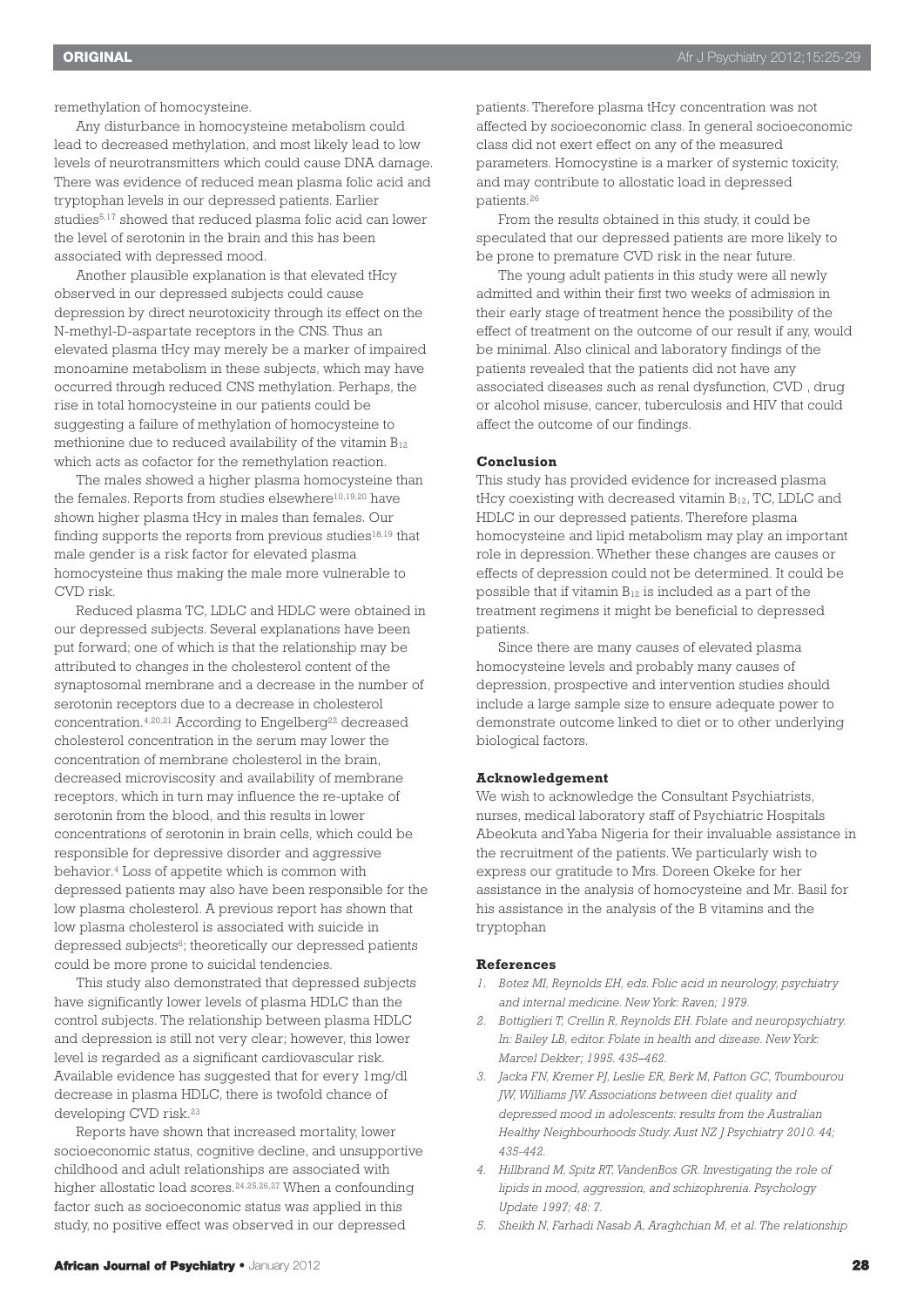remethylation of homocysteine.

Any disturbance in homocysteine metabolism could lead to decreased methylation, and most likely lead to low levels of neurotransmitters which could cause DNA damage. There was evidence of reduced mean plasma folic acid and tryptophan levels in our depressed patients. Earlier studies[5,17] showed that reduced plasma folic acid can lower the level of serotonin in the brain and this has been associated with depressed mood.

Another plausible explanation is that elevated tHcy observed in our depressed subjects could cause depression by direct neurotoxicity through its effect on the N-methyl-D-aspartate receptors in the CNS. Thus an elevated plasma tHcy may merely be a marker of impaired monoamine metabolism in these subjects, which may have occurred through reduced CNS methylation. Perhaps, the rise in total homocysteine in our patients could be suggesting a failure of methylation of homocysteine to methionine due to reduced availability of the vitamin $B_{12}$ which acts as cofactor for the remethylation reaction.

The males showed a higher plasma homocysteine than the females. Reports from studies elsewhere[10,19,20] have shown higher plasma tHcy in males than females. Our finding supports the reports from previous studies[18,19] that male gender is a risk factor for elevated plasma homocysteine thus making the male more vulnerable to CVD risk.

Reduced plasma TC, LDLC and HDLC were obtained in our depressed subjects. Several explanations have been put forward; one of which is that the relationship may be attributed to changes in the cholesterol content of the synaptosomal membrane and a decrease in the number of serotonin receptors due to a decrease in cholesterol concentration.[4,20,21] According to Engelberg[22] decreased cholesterol concentration in the serum may lower the concentration of membrane cholesterol in the brain, decreased microviscosity and availability of membrane receptors, which in turn may influence the re-uptake of serotonin from the blood, and this results in lower concentrations of serotonin in brain cells, which could be responsible for depressive disorder and aggressive behavior.[4] Loss of appetite which is common with depressed patients may also have been responsible for the low plasma cholesterol. A previous report has shown that low plasma cholesterol is associated with suicide in depressed subjects[6]; theoretically our depressed patients could be more prone to suicidal tendencies.

This study also demonstrated that depressed subjects have significantly lower levels of plasma HDLC than the control subjects. The relationship between plasma HDLC and depression is still not very clear; however, this lower level is regarded as a significant cardiovascular risk. Available evidence has suggested that for every 1mg/dl decrease in plasma HDLC, there is twofold chance of developing CVD risk.[23]

Reports have shown that increased mortality, lower socioeconomic status, cognitive decline, and unsupportive childhood and adult relationships are associated with higher allostatic load scores.[24,25,26,27] When a confounding factor such as socioeconomic status was applied in this study, no positive effect was observed in our depressed patients. Therefore plasma tHcy concentration was not affected by socioeconomic class. In general socioeconomic class did not exert effect on any of the measured parameters. Homocystine is a marker of systemic toxicity, and may contribute to allostatic load in depressed patients.[26]

From the results obtained in this study, it could be speculated that our depressed patients are more likely to be prone to premature CVD risk in the near future.

The young adult patients in this study were all newly admitted and within their first two weeks of admission in their early stage of treatment hence the possibility of the effect of treatment on the outcome of our result if any, would be minimal. Also clinical and laboratory findings of the patients revealed that the patients did not have any associated diseases such as renal dysfunction, CVD , drug or alcohol misuse, cancer, tuberculosis and HIV that could affect the outcome of our findings.

### Conclusion

This study has provided evidence for increased plasma tHcy coexisting with decreased vitamin $B_{12}$, TC, LDLC and HDLC in our depressed patients. Therefore plasma homocysteine and lipid metabolism may play an important role in depression. Whether these changes are causes or effects of depression could not be determined. It could be possible that if vitamin $B_{12}$ is included as a part of the treatment regimens it might be beneficial to depressed patients.

Since there are many causes of elevated plasma homocysteine levels and probably many causes of depression, prospective and intervention studies should include a large sample size to ensure adequate power to demonstrate outcome linked to diet or to other underlying biological factors.

### Acknowledgement

We wish to acknowledge the Consultant Psychiatrists, nurses, medical laboratory staff of Psychiatric Hospitals Abeokuta and Yaba Nigeria for their invaluable assistance in the recruitment of the patients. We particularly wish to express our gratitude to Mrs. Doreen Okeke for her assistance in the analysis of homocysteine and Mr. Basil for his assistance in the analysis of the B vitamins and the tryptophan

### References

1. *Botez MI, Reynolds EH, eds. Folic acid in neurology, psychiatry and internal medicine. New York: Raven; 1979.*
2. *Bottiglieri T, Crellin R, Reynolds EH. Folate and neuropsychiatry. In: Bailey LB, editor. Folate in health and disease. New York: Marcel Dekker; 1995. 435–462.*
3. *Jacka FN, Kremer PJ, Leslie ER, Berk M, Patton GC, Toumbourou JW, Williams JW. Associations between diet quality and depressed mood in adolescents: results from the Australian Healthy Neighbourhoods Study. Aust NZ J Psychiatry 2010. 44; 435-442.*
4. *Hillbrand M, Spitz RT, VandenBos GR. Investigating the role of lipids in mood, aggression, and schizophrenia. Psychology Update 1997; 48: 7.*
5. *Sheikh N, Farhadi Nasab A, Araghchian M, et al. The relationship*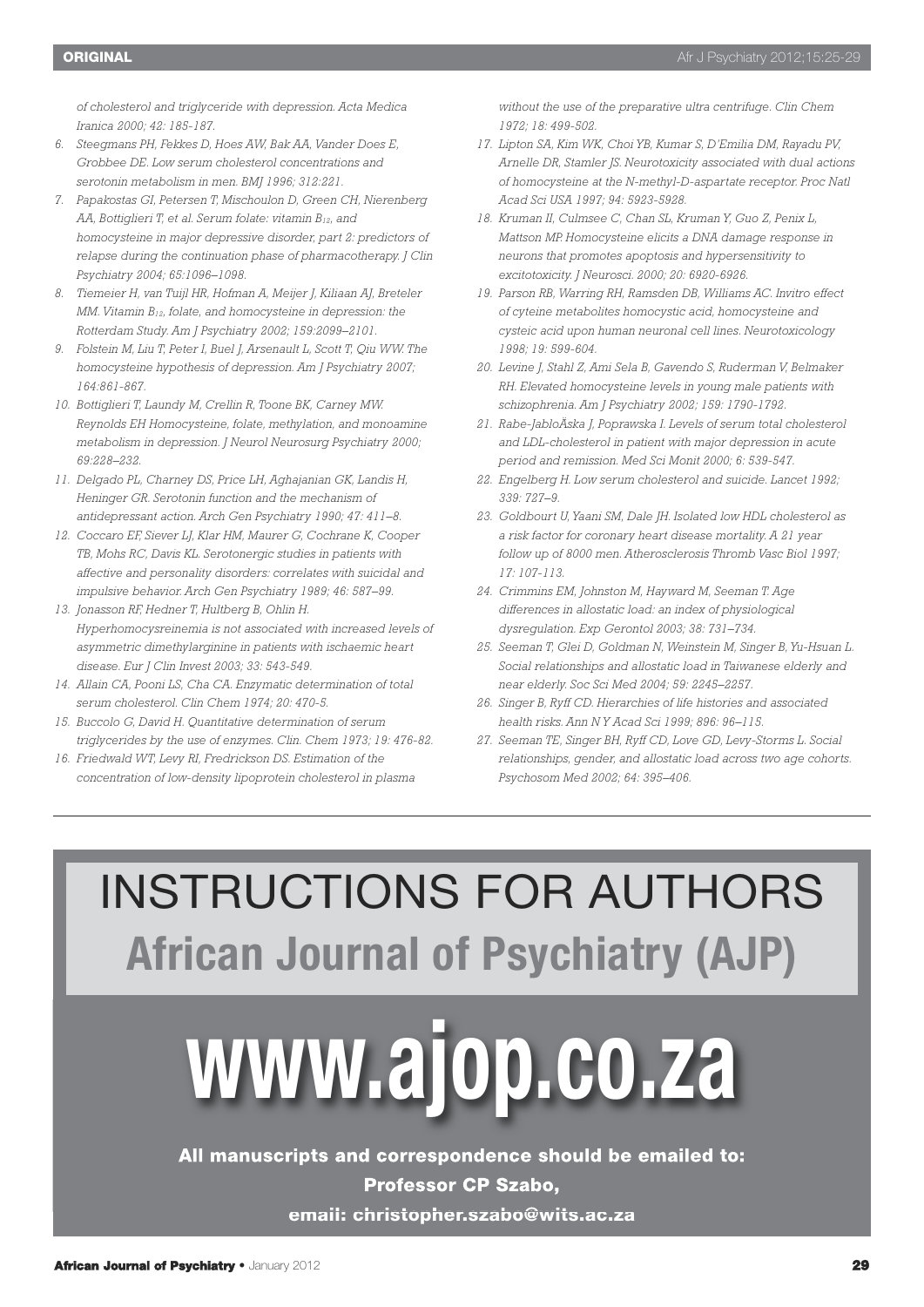*of cholesterol and triglyceride with depression. Acta Medica Iranica 2000; 42: 185-187.*

6. *Steegmans PH, Fekkes D, Hoes AW, Bak AA, Vander Does E, Grobbee DE. Low serum cholesterol concentrations and serotonin metabolism in men. BMJ 1996; 312:221.*
7. *Papakostas GI, Petersen T, Mischoulon D, Green CH, Nierenberg AA, Bottiglieri T, et al. Serum folate: vitamin $B_{12}$, and homocysteine in major depressive disorder, part 2: predictors of relapse during the continuation phase of pharmacotherapy. J Clin Psychiatry 2004; 65:1096–1098.*
8. *Tiemeier H, van Tuijl HR, Hofman A, Meijer J, Kiliaan AJ, Breteler MM. Vitamin $B_{12}$, folate, and homocysteine in depression: the Rotterdam Study. Am J Psychiatry 2002; 159:2099–2101.*
9. *Folstein M, Liu T, Peter I, Buel J, Arsenault L, Scott T, Qiu WW. The homocysteine hypothesis of depression. Am J Psychiatry 2007; 164:861-867.*
10. *Bottiglieri T, Laundy M, Crellin R, Toone BK, Carney MW. Reynolds EH Homocysteine, folate, methylation, and monoamine metabolism in depression. J Neurol Neurosurg Psychiatry 2000; 69:228–232.*
11. *Delgado PL, Charney DS, Price LH, Aghajanian GK, Landis H, Heninger GR. Serotonin function and the mechanism of antidepressant action. Arch Gen Psychiatry 1990; 47: 411–8.*
12. *Coccaro EF, Siever LJ, Klar HM, Maurer G, Cochrane K, Cooper TB, Mohs RC, Davis KL. Serotonergic studies in patients with affective and personality disorders: correlates with suicidal and impulsive behavior. Arch Gen Psychiatry 1989; 46: 587–99.*
13. *Jonasson RF, Hedner T, Hultberg B, Ohlin H. Hyperhomocysreinemia is not associated with increased levels of asymmetric dimethylarginine in patients with ischaemic heart disease. Eur J Clin Invest 2003; 33: 543-549.*
14. *Allain CA, Pooni LS, Cha CA. Enzymatic determination of total serum cholesterol. Clin Chem 1974; 20: 470-5.*
15. *Buccolo G, David H. Quantitative determination of serum triglycerides by the use of enzymes. Clin. Chem 1973; 19: 476-82.*
16. *Friedwald WT, Levy RI, Fredrickson DS. Estimation of the concentration of low-density lipoprotein cholesterol in plasma without the use of the preparative ultra centrifuge. Clin Chem 1972; 18: 499-502.*
17. *Lipton SA, Kim WK, Choi YB, Kumar S, D'Emilia DM, Rayadu PV, Arnelle DR, Stamler JS. Neurotoxicity associated with dual actions of homocysteine at the N-methyl-D-aspartate receptor. Proc Natl Acad Sci USA 1997; 94: 5923-5928.*
18. *Kruman II, Culmsee C, Chan SL, Kruman Y, Guo Z, Penix L, Mattson MP. Homocysteine elicits a DNA damage response in neurons that promotes apoptosis and hypersensitivity to excitotoxicity. J Neurosci. 2000; 20: 6920-6926.*
19. *Parson RB, Warring RH, Ramsden DB, Williams AC. Invitro effect of cyteine metabolites homocystic acid, homocysteine and cysteic acid upon human neuronal cell lines. Neurotoxicology 1998; 19: 599-604.*
20. *Levine J, Stahl Z, Ami Sela B, Gavendo S, Ruderman V, Belmaker RH. Elevated homocysteine levels in young male patients with schizophrenia. Am J Psychiatry 2002; 159: 1790-1792.*
21. *Rabe-JabloÄska J, Poprawska I. Levels of serum total cholesterol and LDL-cholesterol in patient with major depression in acute period and remission. Med Sci Monit 2000; 6: 539-547.*
22. *Engelberg H. Low serum cholesterol and suicide. Lancet 1992; 339: 727–9.*
23. *Goldbourt U, Yaani SM, Dale JH. Isolated low HDL cholesterol as a risk factor for coronary heart disease mortality. A 21 year follow up of 8000 men. Atherosclerosis Thromb Vasc Biol 1997; 17: 107-113.*
24. *Crimmins EM, Johnston M, Hayward M, Seeman T. Age differences in allostatic load: an index of physiological dysregulation. Exp Gerontol 2003; 38: 731–734.*
25. *Seeman T, Glei D, Goldman N, Weinstein M, Singer B, Yu-Hsuan L. Social relationships and allostatic load in Taiwanese elderly and near elderly. Soc Sci Med 2004; 59: 2245–2257.*
26. *Singer B, Ryff CD. Hierarchies of life histories and associated health risks. Ann N Y Acad Sci 1999; 896: 96–115.*
27. *Seeman TE, Singer BH, Ryff CD, Love GD, Levy-Storms L. Social relationships, gender, and allostatic load across two age cohorts. Psychosom Med 2002; 64: 395–406.*

# INSTRUCTIONS FOR AUTHORS

## African Journal of Psychiatry (AJP)

# www.ajop.co.za

**All manuscripts and correspondence should be emailed to:**

**Professor CP Szabo,**

**email: christopher.szabo@wits.ac.za**